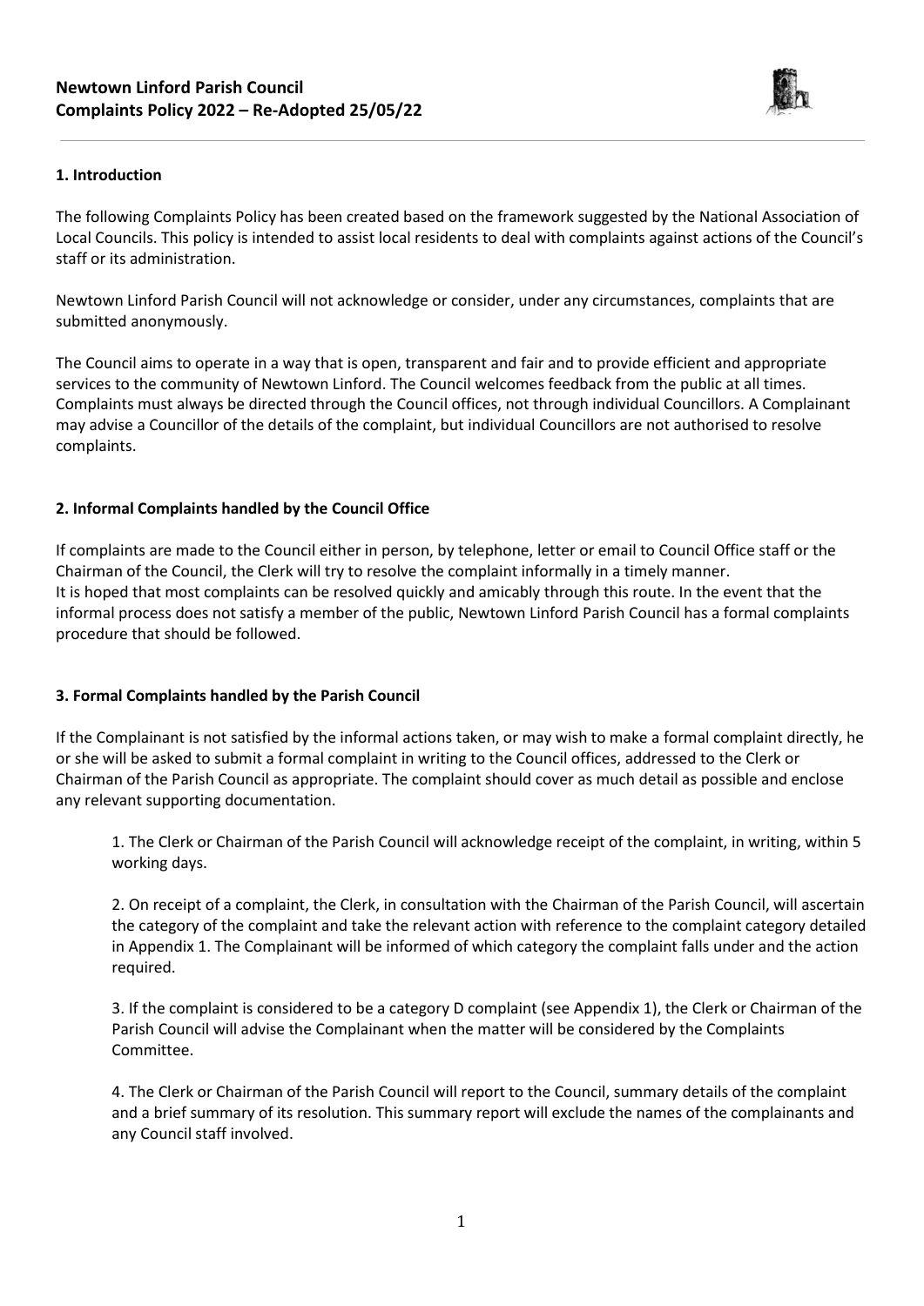# Newtown Linford Parish Council
# Complaints Policy 2022 – Re-Adopted 25/05/22

## 1. Introduction

The following Complaints Policy has been created based on the framework suggested by the National Association of Local Councils. This policy is intended to assist local residents to deal with complaints against actions of the Council's staff or its administration.

Newtown Linford Parish Council will not acknowledge or consider, under any circumstances, complaints that are submitted anonymously.

The Council aims to operate in a way that is open, transparent and fair and to provide efficient and appropriate services to the community of Newtown Linford. The Council welcomes feedback from the public at all times. Complaints must always be directed through the Council offices, not through individual Councillors. A Complainant may advise a Councillor of the details of the complaint, but individual Councillors are not authorised to resolve complaints.

## 2. Informal Complaints handled by the Council Office

If complaints are made to the Council either in person, by telephone, letter or email to Council Office staff or the Chairman of the Council, the Clerk will try to resolve the complaint informally in a timely manner.
It is hoped that most complaints can be resolved quickly and amicably through this route. In the event that the informal process does not satisfy a member of the public, Newtown Linford Parish Council has a formal complaints procedure that should be followed.

## 3. Formal Complaints handled by the Parish Council

If the Complainant is not satisfied by the informal actions taken, or may wish to make a formal complaint directly, he or she will be asked to submit a formal complaint in writing to the Council offices, addressed to the Clerk or Chairman of the Parish Council as appropriate. The complaint should cover as much detail as possible and enclose any relevant supporting documentation.

1. The Clerk or Chairman of the Parish Council will acknowledge receipt of the complaint, in writing, within 5 working days.

2. On receipt of a complaint, the Clerk, in consultation with the Chairman of the Parish Council, will ascertain the category of the complaint and take the relevant action with reference to the complaint category detailed in Appendix 1. The Complainant will be informed of which category the complaint falls under and the action required.

3. If the complaint is considered to be a category D complaint (see Appendix 1), the Clerk or Chairman of the Parish Council will advise the Complainant when the matter will be considered by the Complaints Committee.

4. The Clerk or Chairman of the Parish Council will report to the Council, summary details of the complaint and a brief summary of its resolution. This summary report will exclude the names of the complainants and any Council staff involved.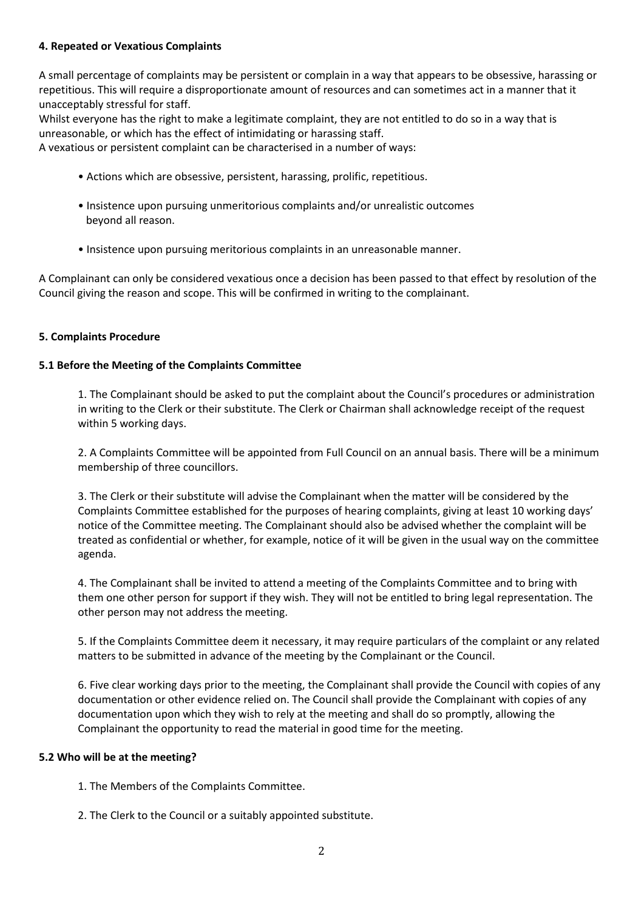**4. Repeated or Vexatious Complaints**

A small percentage of complaints may be persistent or complain in a way that appears to be obsessive, harassing or repetitious. This will require a disproportionate amount of resources and can sometimes act in a manner that it unacceptably stressful for staff.

Whilst everyone has the right to make a legitimate complaint, they are not entitled to do so in a way that is unreasonable, or which has the effect of intimidating or harassing staff.

A vexatious or persistent complaint can be characterised in a number of ways:

- Actions which are obsessive, persistent, harassing, prolific, repetitious.
- Insistence upon pursuing unmeritorious complaints and/or unrealistic outcomes beyond all reason.
- Insistence upon pursuing meritorious complaints in an unreasonable manner.

A Complainant can only be considered vexatious once a decision has been passed to that effect by resolution of the Council giving the reason and scope. This will be confirmed in writing to the complainant.

**5. Complaints Procedure**

**5.1 Before the Meeting of the Complaints Committee**

1. The Complainant should be asked to put the complaint about the Council's procedures or administration in writing to the Clerk or their substitute. The Clerk or Chairman shall acknowledge receipt of the request within 5 working days.

2. A Complaints Committee will be appointed from Full Council on an annual basis. There will be a minimum membership of three councillors.

3. The Clerk or their substitute will advise the Complainant when the matter will be considered by the Complaints Committee established for the purposes of hearing complaints, giving at least 10 working days' notice of the Committee meeting. The Complainant should also be advised whether the complaint will be treated as confidential or whether, for example, notice of it will be given in the usual way on the committee agenda.

4. The Complainant shall be invited to attend a meeting of the Complaints Committee and to bring with them one other person for support if they wish. They will not be entitled to bring legal representation. The other person may not address the meeting.

5. If the Complaints Committee deem it necessary, it may require particulars of the complaint or any related matters to be submitted in advance of the meeting by the Complainant or the Council.

6. Five clear working days prior to the meeting, the Complainant shall provide the Council with copies of any documentation or other evidence relied on. The Council shall provide the Complainant with copies of any documentation upon which they wish to rely at the meeting and shall do so promptly, allowing the Complainant the opportunity to read the material in good time for the meeting.

**5.2 Who will be at the meeting?**

1. The Members of the Complaints Committee.

2. The Clerk to the Council or a suitably appointed substitute.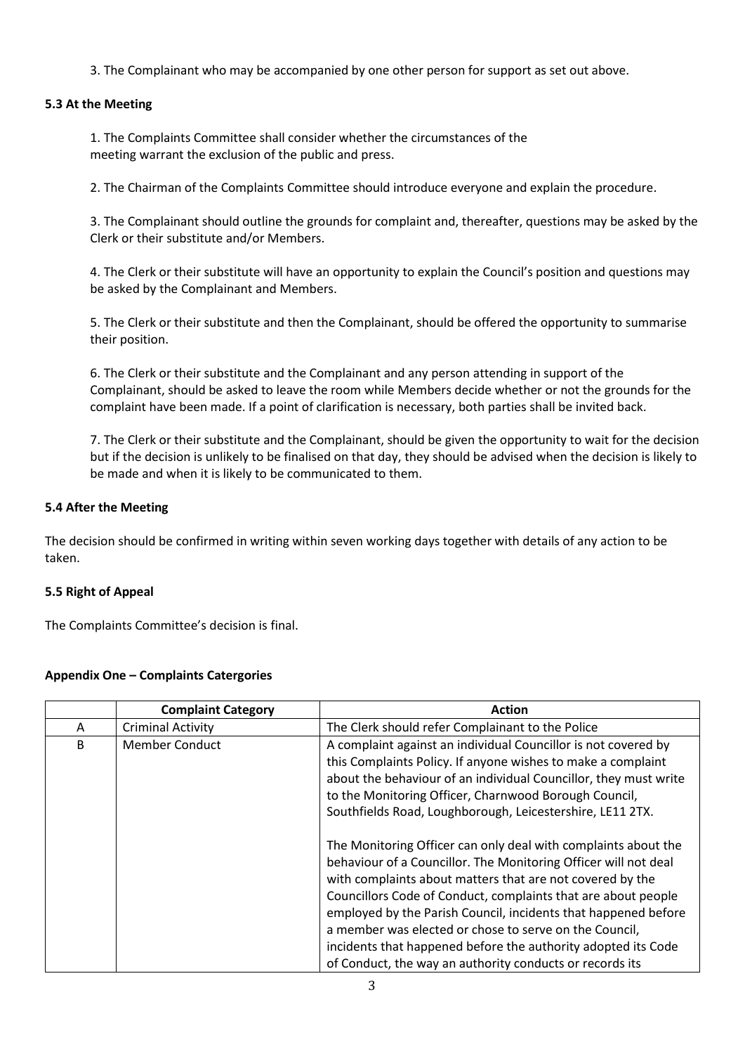3. The Complainant who may be accompanied by one other person for support as set out above.

### 5.3 At the Meeting

1. The Complaints Committee shall consider whether the circumstances of the meeting warrant the exclusion of the public and press.

2. The Chairman of the Complaints Committee should introduce everyone and explain the procedure.

3. The Complainant should outline the grounds for complaint and, thereafter, questions may be asked by the Clerk or their substitute and/or Members.

4. The Clerk or their substitute will have an opportunity to explain the Council's position and questions may be asked by the Complainant and Members.

5. The Clerk or their substitute and then the Complainant, should be offered the opportunity to summarise their position.

6. The Clerk or their substitute and the Complainant and any person attending in support of the Complainant, should be asked to leave the room while Members decide whether or not the grounds for the complaint have been made. If a point of clarification is necessary, both parties shall be invited back.

7. The Clerk or their substitute and the Complainant, should be given the opportunity to wait for the decision but if the decision is unlikely to be finalised on that day, they should be advised when the decision is likely to be made and when it is likely to be communicated to them.

### 5.4 After the Meeting

The decision should be confirmed in writing within seven working days together with details of any action to be taken.

### 5.5 Right of Appeal

The Complaints Committee's decision is final.

### Appendix One – Complaints Catergories

| | Complaint Category | Action |
|---|---|---|
| A | Criminal Activity | The Clerk should refer Complainant to the Police |
| B | Member Conduct | A complaint against an individual Councillor is not covered by this Complaints Policy. If anyone wishes to make a complaint about the behaviour of an individual Councillor, they must write to the Monitoring Officer, Charnwood Borough Council, Southfields Road, Loughborough, Leicestershire, LE11 2TX.<br><br>The Monitoring Officer can only deal with complaints about the behaviour of a Councillor. The Monitoring Officer will not deal with complaints about matters that are not covered by the Councillors Code of Conduct, complaints that are about people employed by the Parish Council, incidents that happened before a member was elected or chose to serve on the Council, incidents that happened before the authority adopted its Code of Conduct, the way an authority conducts or records its |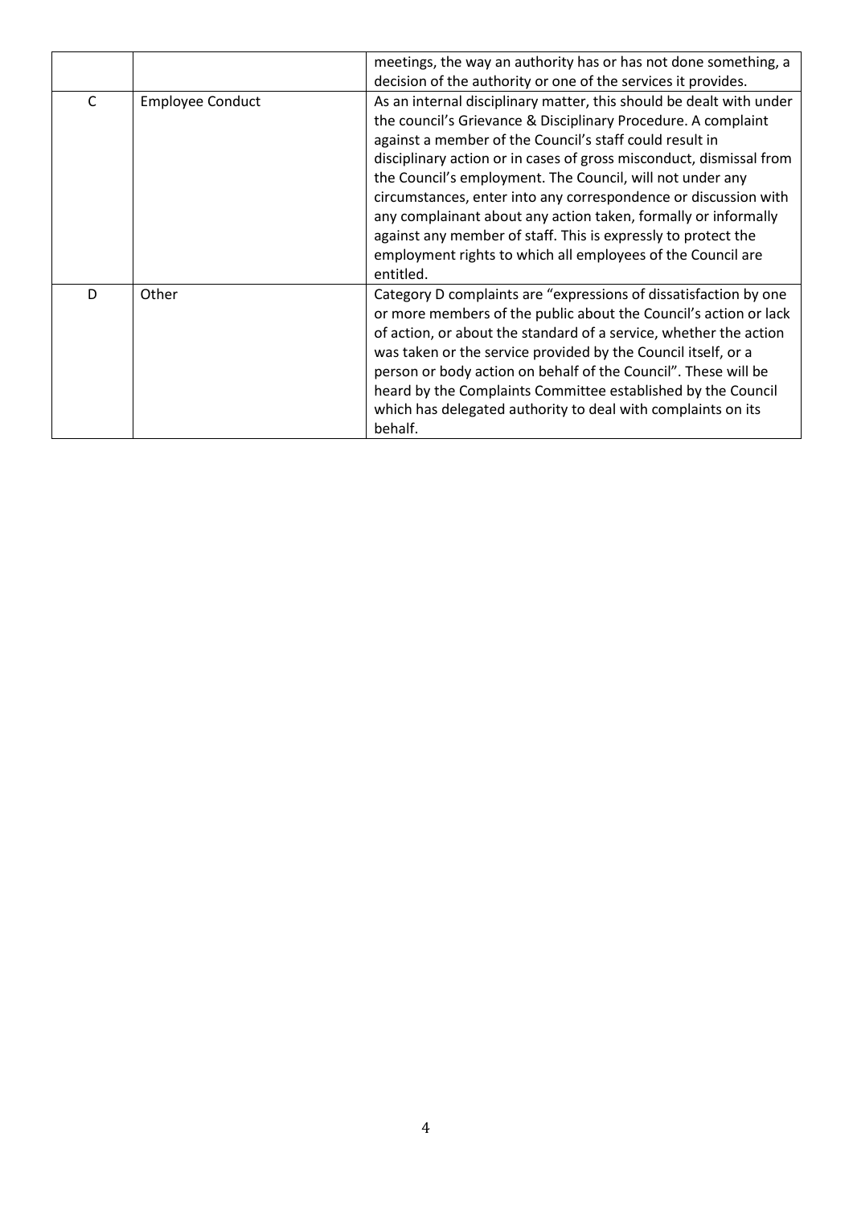| | | |
|---|---|---|
| | | meetings, the way an authority has or has not done something, a decision of the authority or one of the services it provides. |
| C | Employee Conduct | As an internal disciplinary matter, this should be dealt with under the council's Grievance & Disciplinary Procedure. A complaint against a member of the Council's staff could result in disciplinary action or in cases of gross misconduct, dismissal from the Council's employment. The Council, will not under any circumstances, enter into any correspondence or discussion with any complainant about any action taken, formally or informally against any member of staff. This is expressly to protect the employment rights to which all employees of the Council are entitled. |
| D | Other | Category D complaints are "expressions of dissatisfaction by one or more members of the public about the Council's action or lack of action, or about the standard of a service, whether the action was taken or the service provided by the Council itself, or a person or body action on behalf of the Council". These will be heard by the Complaints Committee established by the Council which has delegated authority to deal with complaints on its behalf. |